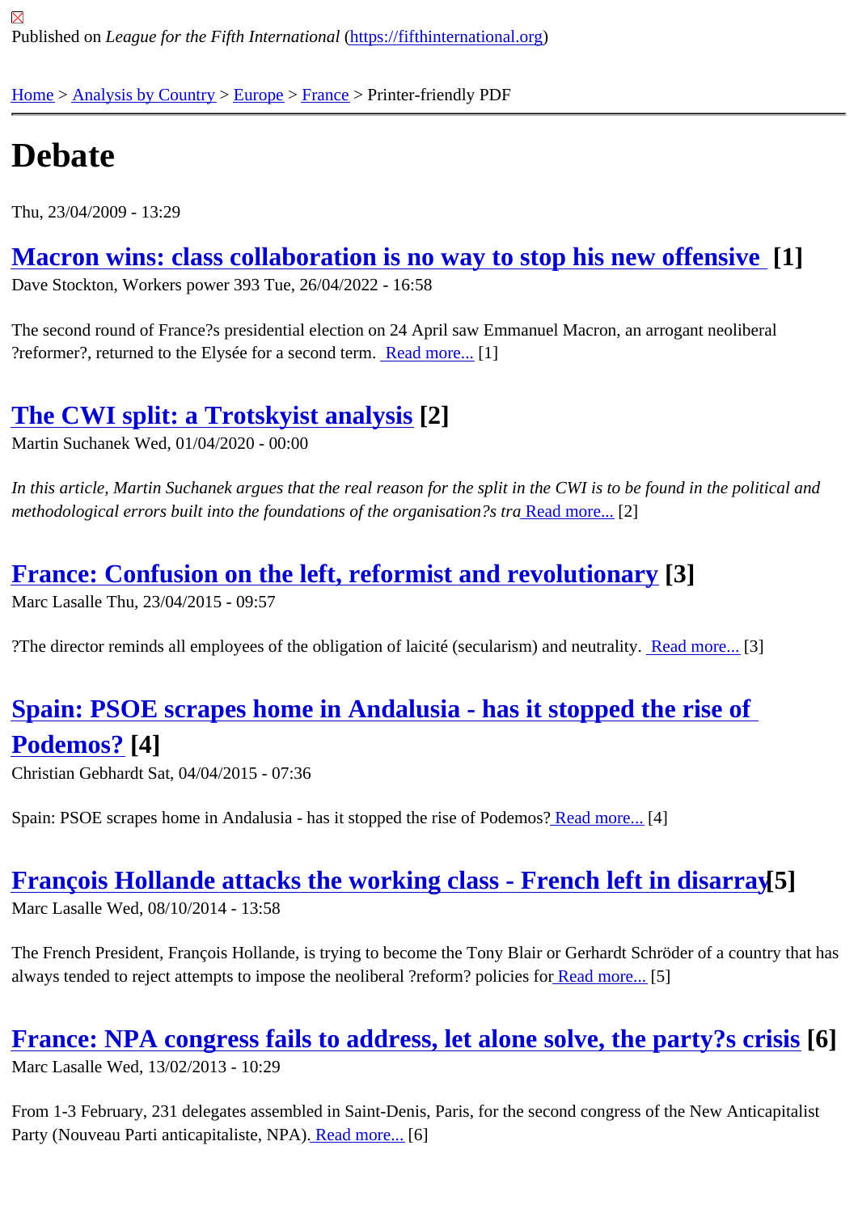Published on *League for the Fifth International* (https://fifthinternational.org)

Home > Analysis by Country > Europe > France > Printer-friendly PDF

# Debate

Thu, 23/04/2009 - 13:29

## Macron wins: class collaboration is no way to stop his new offensive [1]

Dave Stockton, Workers power 393 Tue, 26/04/2022 - 16:58

The second round of France?s presidential election on 24 April saw Emmanuel Macron, an arrogant neoliberal ?reformer?, returned to the Elysée for a second term. Read more... [1]

## The CWI split: a Trotskyist analysis [2]

Martin Suchanek Wed, 01/04/2020 - 00:00

*In this article, Martin Suchanek argues that the real reason for the split in the CWI is to be found in the political and methodological errors built into the foundations of the organisation?s tra* Read more... [2]

## France: Confusion on the left, reformist and revolutionary [3]

Marc Lasalle Thu, 23/04/2015 - 09:57

?The director reminds all employees of the obligation of laicité (secularism) and neutrality. Read more... [3]

## Spain: PSOE scrapes home in Andalusia - has it stopped the rise of Podemos? [4]

Christian Gebhardt Sat, 04/04/2015 - 07:36

Spain: PSOE scrapes home in Andalusia - has it stopped the rise of Podemos? Read more... [4]

## François Hollande attacks the working class - French left in disarray [5]

Marc Lasalle Wed, 08/10/2014 - 13:58

The French President, François Hollande, is trying to become the Tony Blair or Gerhardt Schröder of a country that has always tended to reject attempts to impose the neoliberal ?reform? policies for Read more... [5]

## France: NPA congress fails to address, let alone solve, the party?s crisis [6]

Marc Lasalle Wed, 13/02/2013 - 10:29

From 1-3 February, 231 delegates assembled in Saint-Denis, Paris, for the second congress of the New Anticapitalist Party (Nouveau Parti anticapitaliste, NPA). Read more... [6]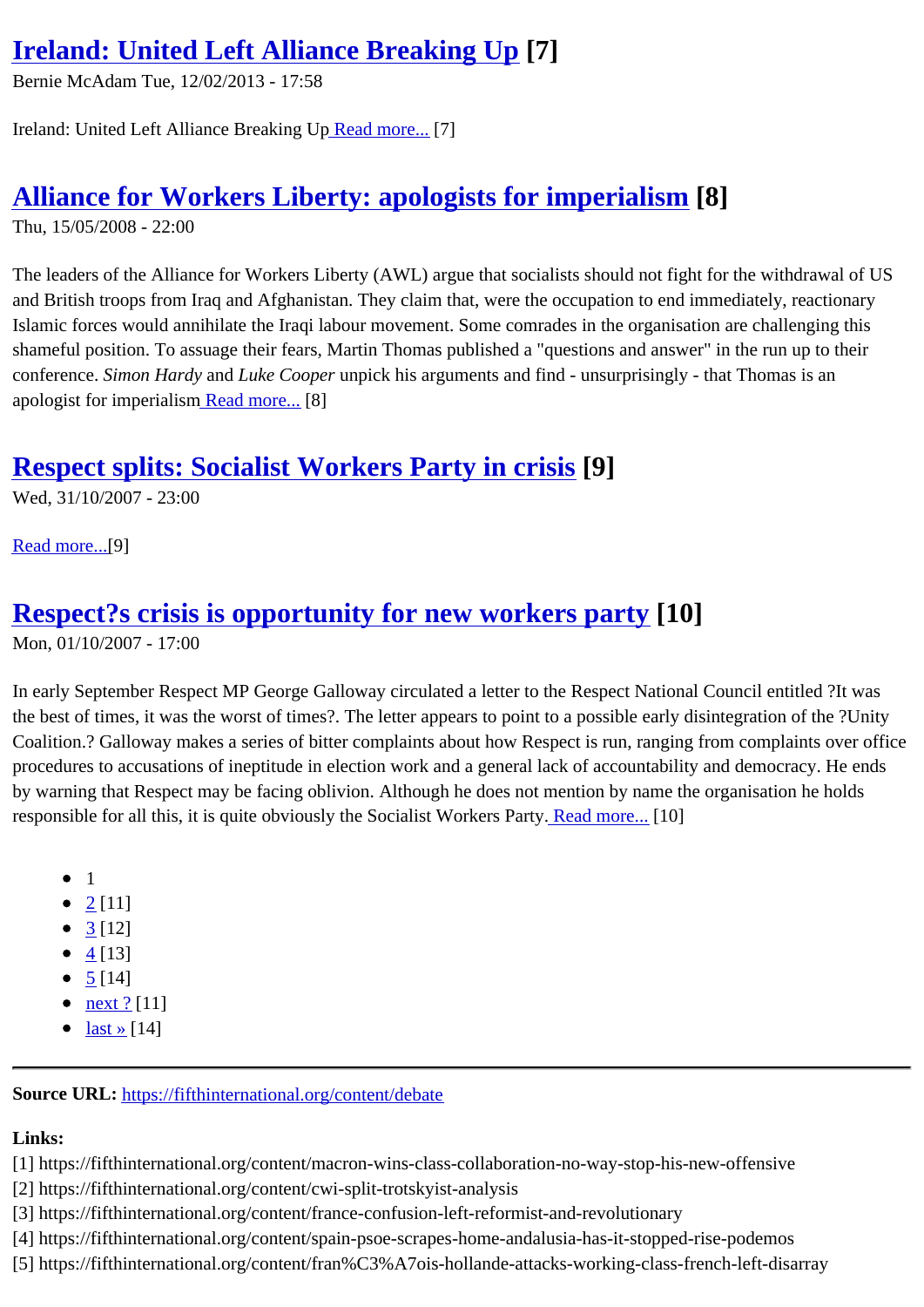## Ireland: United Left Alliance Breaking Up [7]

Bernie McAdam Tue, 12/02/2013 - 17:58

Ireland: United Left Alliance Breaking Up Read more... [7]

## Alliance for Workers Liberty: apologists for imperialism [8]

Thu, 15/05/2008 - 22:00

The leaders of the Alliance for Workers Liberty (AWL) argue that socialists should not fight for the withdrawal of US and British troops from Iraq and Afghanistan. They claim that, were the occupation to end immediately, reactionary Islamic forces would annihilate the Iraqi labour movement. Some comrades in the organisation are challenging this shameful position. To assuage their fears, Martin Thomas published a "questions and answer" in the run up to their conference. *Simon Hardy* and *Luke Cooper* unpick his arguments and find - unsurprisingly - that Thomas is an apologist for imperialism Read more... [8]

## Respect splits: Socialist Workers Party in crisis [9]

Wed, 31/10/2007 - 23:00

Read more...[9]

## Respect?s crisis is opportunity for new workers party [10]

Mon, 01/10/2007 - 17:00

In early September Respect MP George Galloway circulated a letter to the Respect National Council entitled ?It was the best of times, it was the worst of times?. The letter appears to point to a possible early disintegration of the ?Unity Coalition.? Galloway makes a series of bitter complaints about how Respect is run, ranging from complaints over office procedures to accusations of ineptitude in election work and a general lack of accountability and democracy. He ends by warning that Respect may be facing oblivion. Although he does not mention by name the organisation he holds responsible for all this, it is quite obviously the Socialist Workers Party. Read more... [10]

- 1
- 2 [11]
- 3 [12]
- 4 [13]
- 5 [14]
- next ? [11]
- last » [14]

---

**Source URL:** https://fifthinternational.org/content/debate

**Links:**
[1] https://fifthinternational.org/content/macron-wins-class-collaboration-no-way-stop-his-new-offensive
[2] https://fifthinternational.org/content/cwi-split-trotskyist-analysis
[3] https://fifthinternational.org/content/france-confusion-left-reformist-and-revolutionary
[4] https://fifthinternational.org/content/spain-psoe-scrapes-home-andalusia-has-it-stopped-rise-podemos
[5] https://fifthinternational.org/content/fran%C3%A7ois-hollande-attacks-working-class-french-left-disarray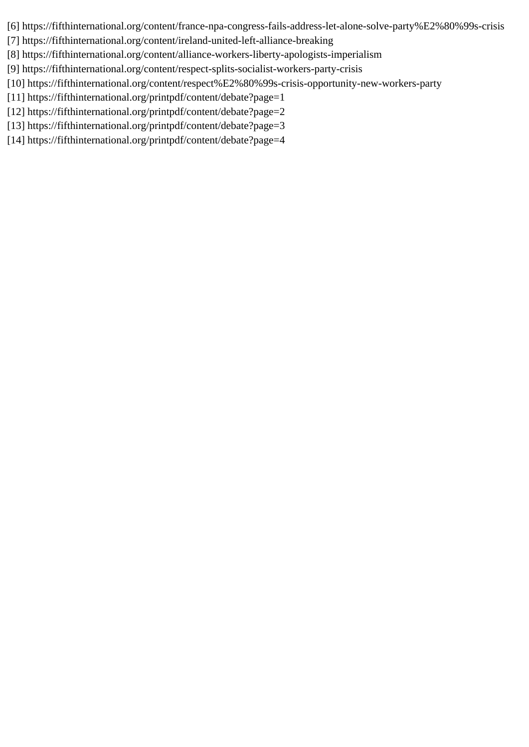[6] https://fifthinternational.org/content/france-npa-congress-fails-address-let-alone-solve-party%E2%80%99s-crisis
[7] https://fifthinternational.org/content/ireland-united-left-alliance-breaking
[8] https://fifthinternational.org/content/alliance-workers-liberty-apologists-imperialism
[9] https://fifthinternational.org/content/respect-splits-socialist-workers-party-crisis
[10] https://fifthinternational.org/content/respect%E2%80%99s-crisis-opportunity-new-workers-party
[11] https://fifthinternational.org/printpdf/content/debate?page=1
[12] https://fifthinternational.org/printpdf/content/debate?page=2
[13] https://fifthinternational.org/printpdf/content/debate?page=3
[14] https://fifthinternational.org/printpdf/content/debate?page=4